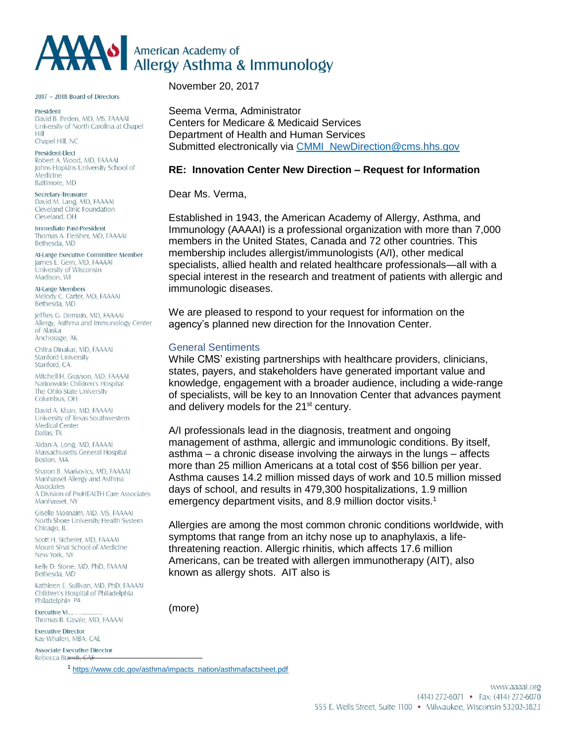# American Academy of Allergy Asthma & Immunology

**2017 – 2018 Board of Directors**

**President**
David B. Peden, MD, MS, FAAAAI
University of North Carolina at Chapel Hill
Chapel Hill, NC

**President-Elect**
Robert A. Wood, MD, FAAAAI
Johns Hopkins University School of Medicine
Baltimore, MD

**Secretary-Treasurer**
David M. Lang, MD, FAAAAI
Cleveland Clinic Foundation
Cleveland, OH

**Immediate Past-President**
Thomas A. Fleisher, MD, FAAAAI
Bethesda, MD

**At-Large Executive Committee Member**
James E. Gern, MD, FAAAAI
University of Wisconsin
Madison, WI

**At-Large Members**
Melody C. Carter, MD, FAAAAI
Bethesda, MD

Jeffrey G. Demain, MD, FAAAAI
Allergy, Asthma and Immunology Center of Alaska
Anchorage, AK

Chitra Dinakar, MD, FAAAAI
Stanford University
Stanford, CA

Mitchell H. Grayson, MD, FAAAAI
Nationwide Children's Hospital
The Ohio State University
Columbus, OH

David A. Khan, MD, FAAAAI
University of Texas Southwestern Medical Center
Dallas, TX

Aidan A. Long, MD, FAAAAI
Massachusetts General Hospital
Boston, MA

Sharon B. Markovics, MD, FAAAAI
Manhasset Allergy and Asthma Associates
A Division of ProHEALTH Care Associates
Manhasset, NY

Giselle Mosnaim, MD, MS, FAAAAI
North Shore University Health System
Chicago, IL

Scott H. Sicherer, MD, FAAAAI
Mount Sinai School of Medicine
New York, NY

Kelly D. Stone, MD, PhD, FAAAAI
Bethesda, MD

Kathleen E. Sullivan, MD, PhD, FAAAAI
Children's Hospital of Philadelphia
Philadelphia, PA

**Executive Vice President**
Thomas B. Casale, MD, FAAAAI

**Executive Director**
Kay Whalen, MBA, CAE

**Associate Executive Director**
Rebecca Brandt, CAE

---

November 20, 2017

Seema Verma, Administrator
Centers for Medicare & Medicaid Services
Department of Health and Human Services
Submitted electronically via CMMI_NewDirection@cms.hhs.gov

**RE: Innovation Center New Direction – Request for Information**

Dear Ms. Verma,

Established in 1943, the American Academy of Allergy, Asthma, and Immunology (AAAAI) is a professional organization with more than 7,000 members in the United States, Canada and 72 other countries. This membership includes allergist/immunologists (A/I), other medical specialists, allied health and related healthcare professionals—all with a special interest in the research and treatment of patients with allergic and immunologic diseases.

We are pleased to respond to your request for information on the agency's planned new direction for the Innovation Center.

## General Sentiments

While CMS' existing partnerships with healthcare providers, clinicians, states, payers, and stakeholders have generated important value and knowledge, engagement with a broader audience, including a wide-range of specialists, will be key to an Innovation Center that advances payment and delivery models for the 21st century.

A/I professionals lead in the diagnosis, treatment and ongoing management of asthma, allergic and immunologic conditions. By itself, asthma – a chronic disease involving the airways in the lungs – affects more than 25 million Americans at a total cost of $56 billion per year. Asthma causes 14.2 million missed days of work and 10.5 million missed days of school, and results in 479,300 hospitalizations, 1.9 million emergency department visits, and 8.9 million doctor visits.[1]

Allergies are among the most common chronic conditions worldwide, with symptoms that range from an itchy nose up to anaphylaxis, a life-threatening reaction. Allergic rhinitis, which affects 17.6 million Americans, can be treated with allergen immunotherapy (AIT), also known as allergy shots. AIT also is

(more)

[1] https://www.cdc.gov/asthma/impacts_nation/asthmafactsheet.pdf

www.aaaai.org
(414) 272-6071 • Fax: (414) 272-6070
555 E. Wells Street, Suite 1100 • Milwaukee, Wisconsin 53202-3823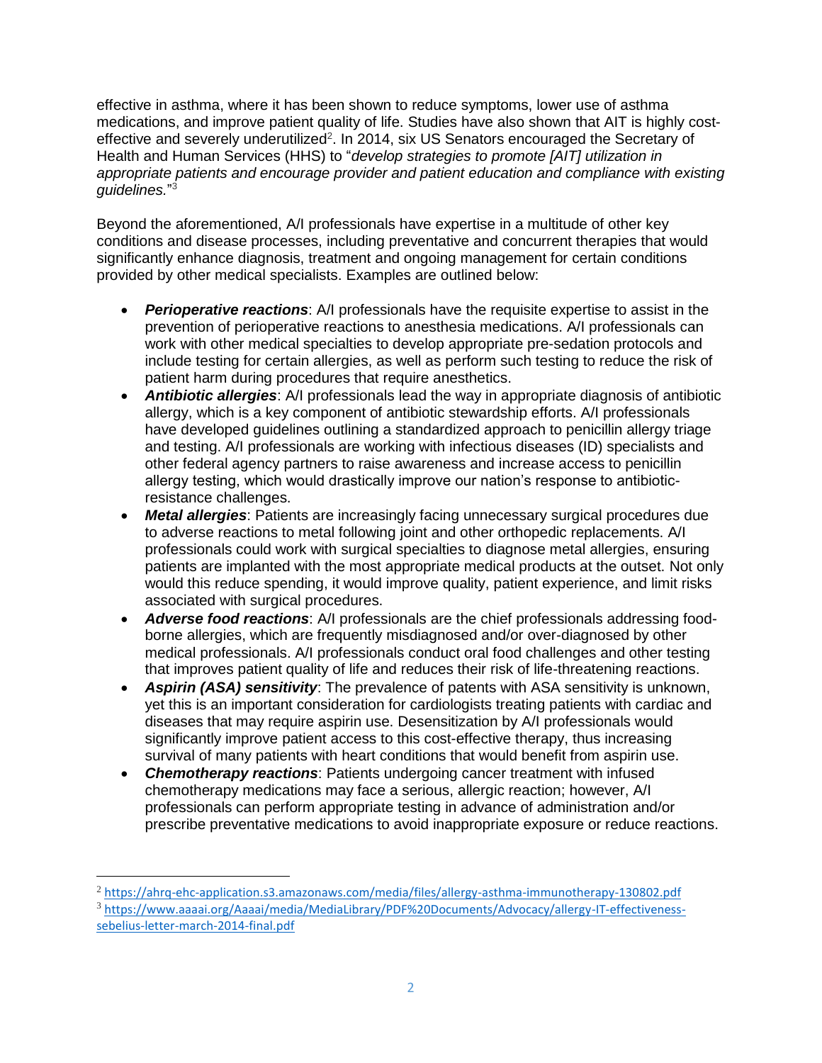effective in asthma, where it has been shown to reduce symptoms, lower use of asthma medications, and improve patient quality of life. Studies have also shown that AIT is highly cost-effective and severely underutilized[2]. In 2014, six US Senators encouraged the Secretary of Health and Human Services (HHS) to "*develop strategies to promote [AIT] utilization in appropriate patients and encourage provider and patient education and compliance with existing guidelines.*"[3]

Beyond the aforementioned, A/I professionals have expertise in a multitude of other key conditions and disease processes, including preventative and concurrent therapies that would significantly enhance diagnosis, treatment and ongoing management for certain conditions provided by other medical specialists. Examples are outlined below:

- ***Perioperative reactions***: A/I professionals have the requisite expertise to assist in the prevention of perioperative reactions to anesthesia medications. A/I professionals can work with other medical specialties to develop appropriate pre-sedation protocols and include testing for certain allergies, as well as perform such testing to reduce the risk of patient harm during procedures that require anesthetics.
- ***Antibiotic allergies***: A/I professionals lead the way in appropriate diagnosis of antibiotic allergy, which is a key component of antibiotic stewardship efforts. A/I professionals have developed guidelines outlining a standardized approach to penicillin allergy triage and testing. A/I professionals are working with infectious diseases (ID) specialists and other federal agency partners to raise awareness and increase access to penicillin allergy testing, which would drastically improve our nation's response to antibiotic-resistance challenges.
- ***Metal allergies***: Patients are increasingly facing unnecessary surgical procedures due to adverse reactions to metal following joint and other orthopedic replacements. A/I professionals could work with surgical specialties to diagnose metal allergies, ensuring patients are implanted with the most appropriate medical products at the outset. Not only would this reduce spending, it would improve quality, patient experience, and limit risks associated with surgical procedures.
- ***Adverse food reactions***: A/I professionals are the chief professionals addressing food-borne allergies, which are frequently misdiagnosed and/or over-diagnosed by other medical professionals. A/I professionals conduct oral food challenges and other testing that improves patient quality of life and reduces their risk of life-threatening reactions.
- ***Aspirin (ASA) sensitivity***: The prevalence of patents with ASA sensitivity is unknown, yet this is an important consideration for cardiologists treating patients with cardiac and diseases that may require aspirin use. Desensitization by A/I professionals would significantly improve patient access to this cost-effective therapy, thus increasing survival of many patients with heart conditions that would benefit from aspirin use.
- ***Chemotherapy reactions***: Patients undergoing cancer treatment with infused chemotherapy medications may face a serious, allergic reaction; however, A/I professionals can perform appropriate testing in advance of administration and/or prescribe preventative medications to avoid inappropriate exposure or reduce reactions.

---

[2] https://ahrq-ehc-application.s3.amazonaws.com/media/files/allergy-asthma-immunotherapy-130802.pdf

[3] https://www.aaaai.org/Aaaai/media/MediaLibrary/PDF%20Documents/Advocacy/allergy-IT-effectiveness-sebelius-letter-march-2014-final.pdf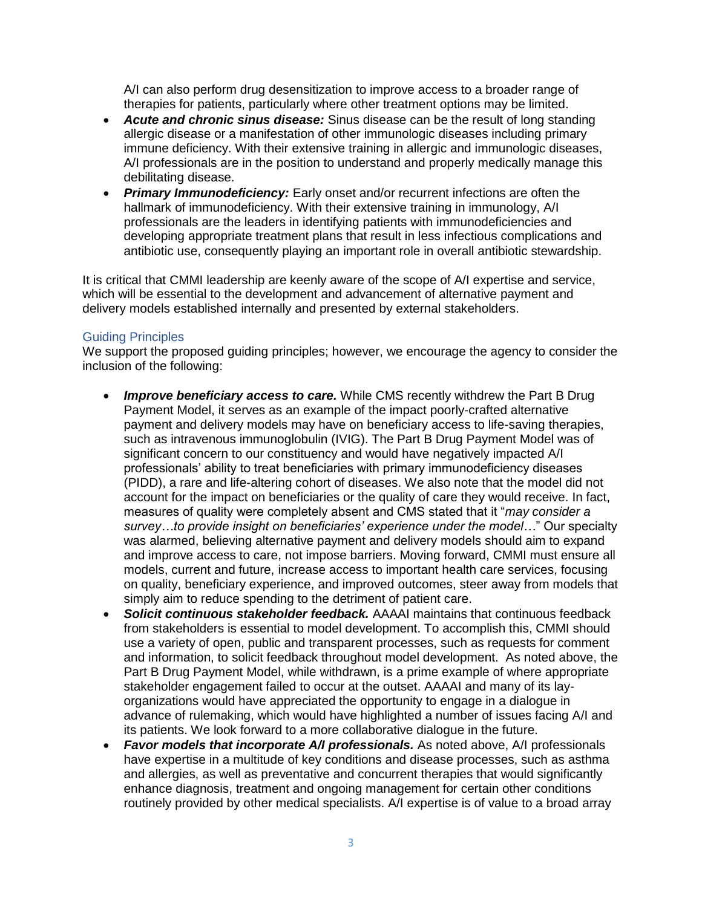A/I can also perform drug desensitization to improve access to a broader range of therapies for patients, particularly where other treatment options may be limited.

- ***Acute and chronic sinus disease:*** Sinus disease can be the result of long standing allergic disease or a manifestation of other immunologic diseases including primary immune deficiency. With their extensive training in allergic and immunologic diseases, A/I professionals are in the position to understand and properly medically manage this debilitating disease.
- ***Primary Immunodeficiency:*** Early onset and/or recurrent infections are often the hallmark of immunodeficiency. With their extensive training in immunology, A/I professionals are the leaders in identifying patients with immunodeficiencies and developing appropriate treatment plans that result in less infectious complications and antibiotic use, consequently playing an important role in overall antibiotic stewardship.

It is critical that CMMI leadership are keenly aware of the scope of A/I expertise and service, which will be essential to the development and advancement of alternative payment and delivery models established internally and presented by external stakeholders.

## Guiding Principles

We support the proposed guiding principles; however, we encourage the agency to consider the inclusion of the following:

- ***Improve beneficiary access to care.*** While CMS recently withdrew the Part B Drug Payment Model, it serves as an example of the impact poorly-crafted alternative payment and delivery models may have on beneficiary access to life-saving therapies, such as intravenous immunoglobulin (IVIG). The Part B Drug Payment Model was of significant concern to our constituency and would have negatively impacted A/I professionals' ability to treat beneficiaries with primary immunodeficiency diseases (PIDD), a rare and life-altering cohort of diseases. We also note that the model did not account for the impact on beneficiaries or the quality of care they would receive. In fact, measures of quality were completely absent and CMS stated that it "*may consider a survey…to provide insight on beneficiaries' experience under the model*…" Our specialty was alarmed, believing alternative payment and delivery models should aim to expand and improve access to care, not impose barriers. Moving forward, CMMI must ensure all models, current and future, increase access to important health care services, focusing on quality, beneficiary experience, and improved outcomes, steer away from models that simply aim to reduce spending to the detriment of patient care.
- ***Solicit continuous stakeholder feedback.*** AAAAI maintains that continuous feedback from stakeholders is essential to model development. To accomplish this, CMMI should use a variety of open, public and transparent processes, such as requests for comment and information, to solicit feedback throughout model development. As noted above, the Part B Drug Payment Model, while withdrawn, is a prime example of where appropriate stakeholder engagement failed to occur at the outset. AAAAI and many of its lay-organizations would have appreciated the opportunity to engage in a dialogue in advance of rulemaking, which would have highlighted a number of issues facing A/I and its patients. We look forward to a more collaborative dialogue in the future.
- ***Favor models that incorporate A/I professionals.*** As noted above, A/I professionals have expertise in a multitude of key conditions and disease processes, such as asthma and allergies, as well as preventative and concurrent therapies that would significantly enhance diagnosis, treatment and ongoing management for certain other conditions routinely provided by other medical specialists. A/I expertise is of value to a broad array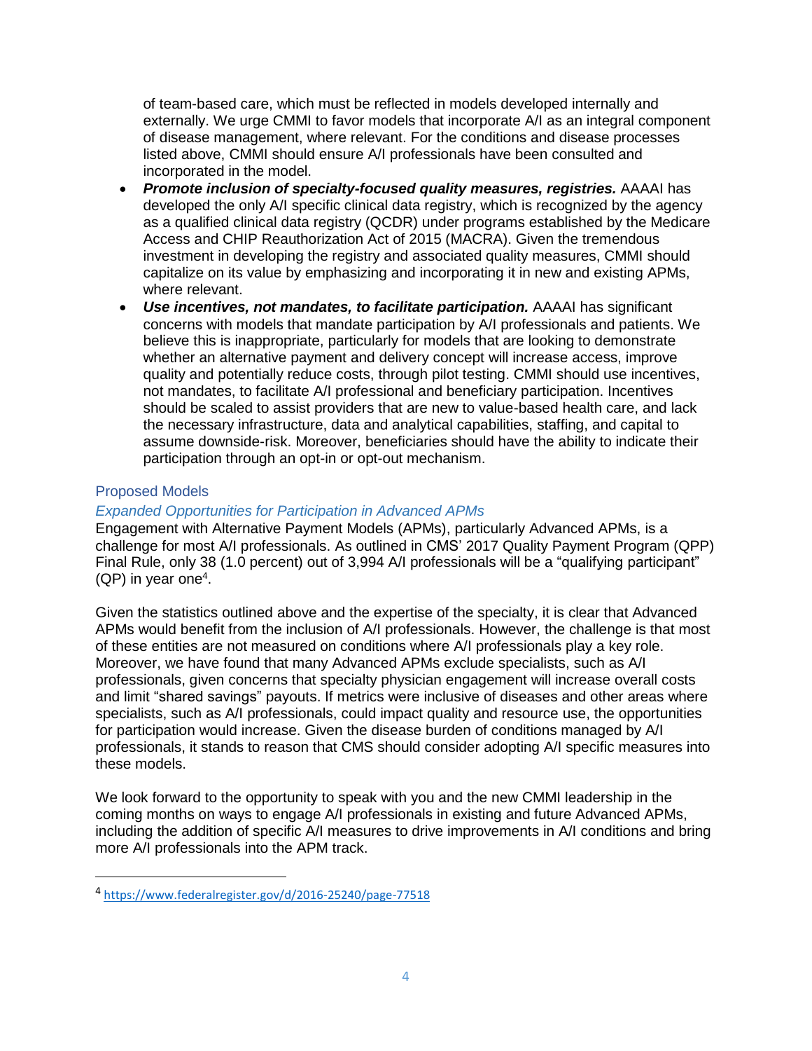of team-based care, which must be reflected in models developed internally and externally. We urge CMMI to favor models that incorporate A/I as an integral component of disease management, where relevant. For the conditions and disease processes listed above, CMMI should ensure A/I professionals have been consulted and incorporated in the model.

- ***Promote inclusion of specialty-focused quality measures, registries.*** AAAAI has developed the only A/I specific clinical data registry, which is recognized by the agency as a qualified clinical data registry (QCDR) under programs established by the Medicare Access and CHIP Reauthorization Act of 2015 (MACRA). Given the tremendous investment in developing the registry and associated quality measures, CMMI should capitalize on its value by emphasizing and incorporating it in new and existing APMs, where relevant.
- ***Use incentives, not mandates, to facilitate participation.*** AAAAI has significant concerns with models that mandate participation by A/I professionals and patients. We believe this is inappropriate, particularly for models that are looking to demonstrate whether an alternative payment and delivery concept will increase access, improve quality and potentially reduce costs, through pilot testing. CMMI should use incentives, not mandates, to facilitate A/I professional and beneficiary participation. Incentives should be scaled to assist providers that are new to value-based health care, and lack the necessary infrastructure, data and analytical capabilities, staffing, and capital to assume downside-risk. Moreover, beneficiaries should have the ability to indicate their participation through an opt-in or opt-out mechanism.

## Proposed Models

### *Expanded Opportunities for Participation in Advanced APMs*

Engagement with Alternative Payment Models (APMs), particularly Advanced APMs, is a challenge for most A/I professionals. As outlined in CMS' 2017 Quality Payment Program (QPP) Final Rule, only 38 (1.0 percent) out of 3,994 A/I professionals will be a "qualifying participant" (QP) in year one[4].

Given the statistics outlined above and the expertise of the specialty, it is clear that Advanced APMs would benefit from the inclusion of A/I professionals. However, the challenge is that most of these entities are not measured on conditions where A/I professionals play a key role. Moreover, we have found that many Advanced APMs exclude specialists, such as A/I professionals, given concerns that specialty physician engagement will increase overall costs and limit "shared savings" payouts. If metrics were inclusive of diseases and other areas where specialists, such as A/I professionals, could impact quality and resource use, the opportunities for participation would increase. Given the disease burden of conditions managed by A/I professionals, it stands to reason that CMS should consider adopting A/I specific measures into these models.

We look forward to the opportunity to speak with you and the new CMMI leadership in the coming months on ways to engage A/I professionals in existing and future Advanced APMs, including the addition of specific A/I measures to drive improvements in A/I conditions and bring more A/I professionals into the APM track.

---

[4] https://www.federalregister.gov/d/2016-25240/page-77518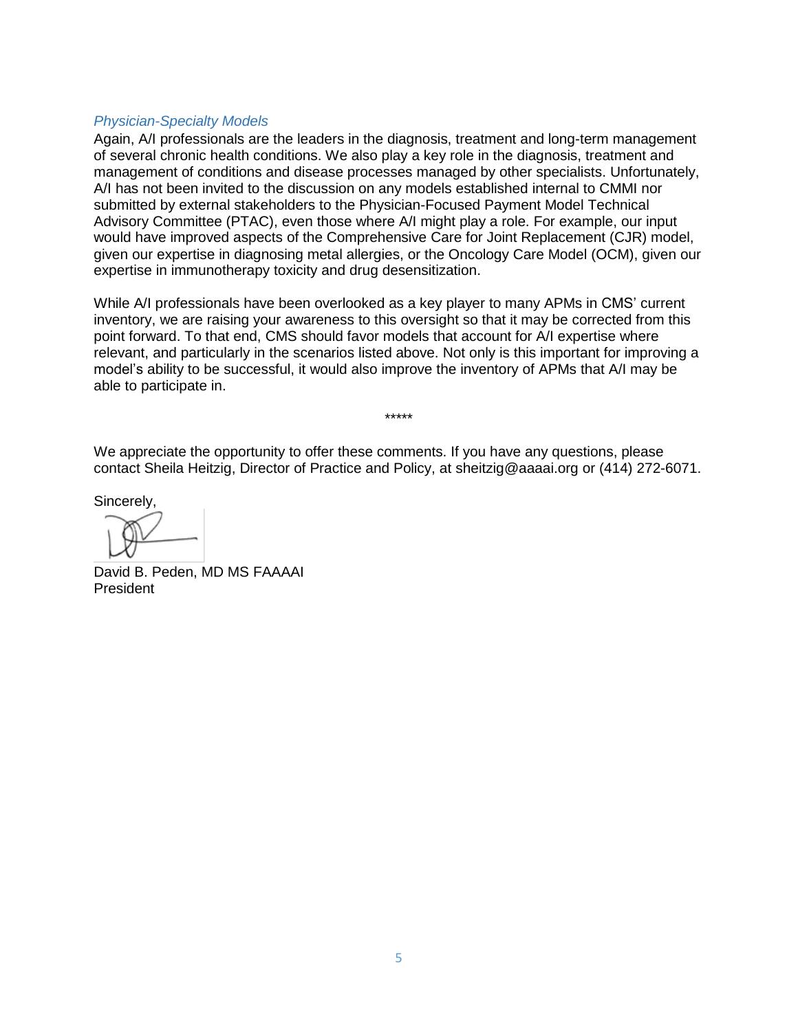*Physician-Specialty Models*

Again, A/I professionals are the leaders in the diagnosis, treatment and long-term management of several chronic health conditions. We also play a key role in the diagnosis, treatment and management of conditions and disease processes managed by other specialists. Unfortunately, A/I has not been invited to the discussion on any models established internal to CMMI nor submitted by external stakeholders to the Physician-Focused Payment Model Technical Advisory Committee (PTAC), even those where A/I might play a role. For example, our input would have improved aspects of the Comprehensive Care for Joint Replacement (CJR) model, given our expertise in diagnosing metal allergies, or the Oncology Care Model (OCM), given our expertise in immunotherapy toxicity and drug desensitization.

While A/I professionals have been overlooked as a key player to many APMs in CMS' current inventory, we are raising your awareness to this oversight so that it may be corrected from this point forward. To that end, CMS should favor models that account for A/I expertise where relevant, and particularly in the scenarios listed above. Not only is this important for improving a model's ability to be successful, it would also improve the inventory of APMs that A/I may be able to participate in.

*****

We appreciate the opportunity to offer these comments. If you have any questions, please contact Sheila Heitzig, Director of Practice and Policy, at sheitzig@aaaai.org or (414) 272-6071.

Sincerely,

David B. Peden, MD MS FAAAAI
President